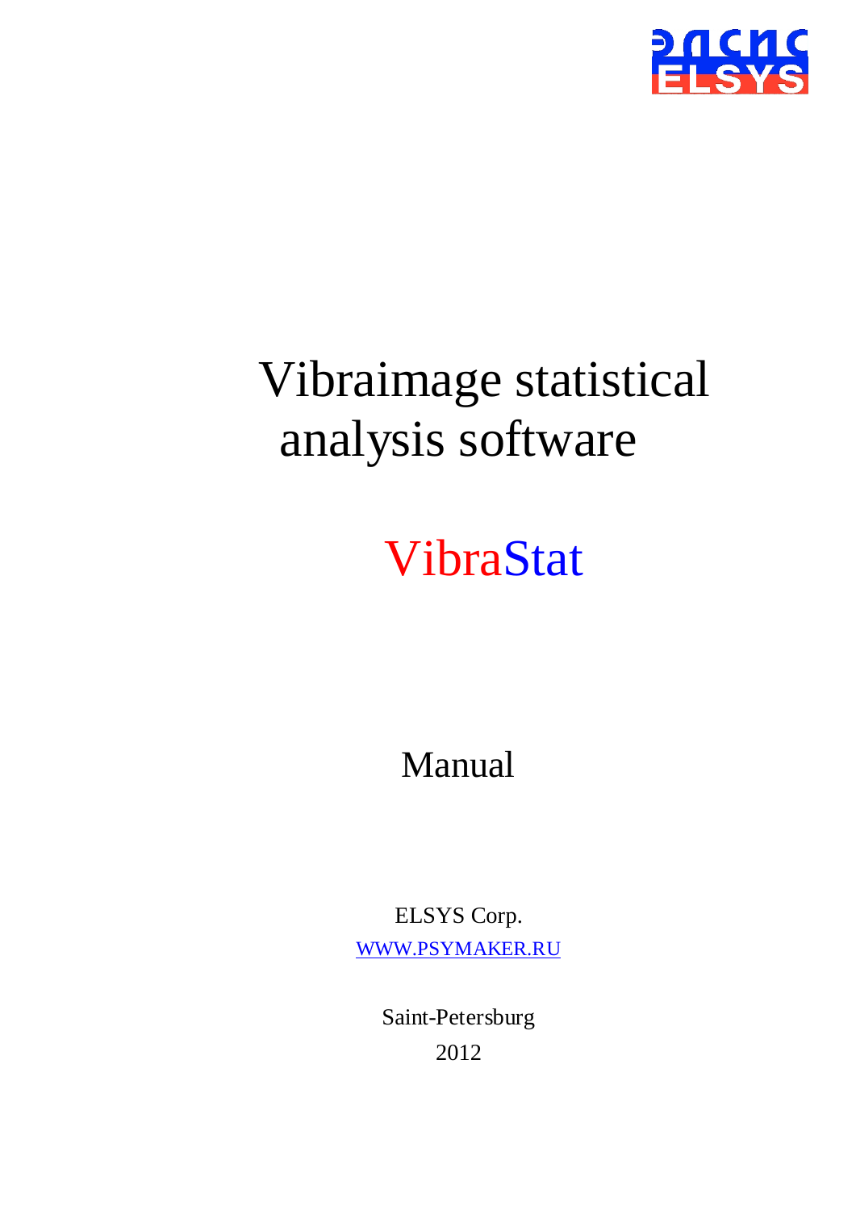ЭЛСИС
ELSYS

# Vibraimage statistical analysis software

# VibraStat

## Manual

ELSYS Corp.

[WWW.PSYMAKER.RU](http://WWW.PSYMAKER.RU)

Saint-Petersburg

2012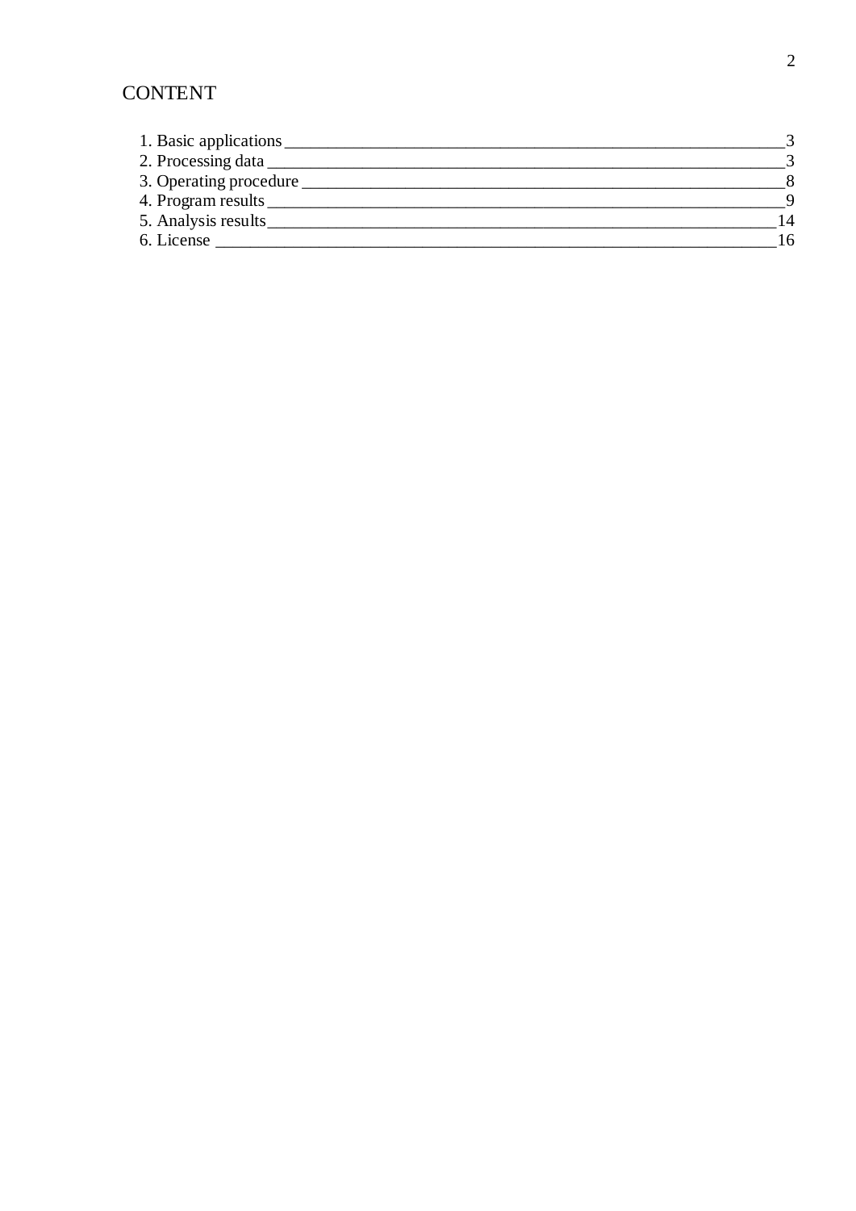# CONTENT

1. Basic applications ____________________________________________________________3
2. Processing data _______________________________________________________________3
3. Operating procedure ___________________________________________________________8
4. Program results _______________________________________________________________9
5. Analysis results______________________________________________________________14
6. License _____________________________________________________________________16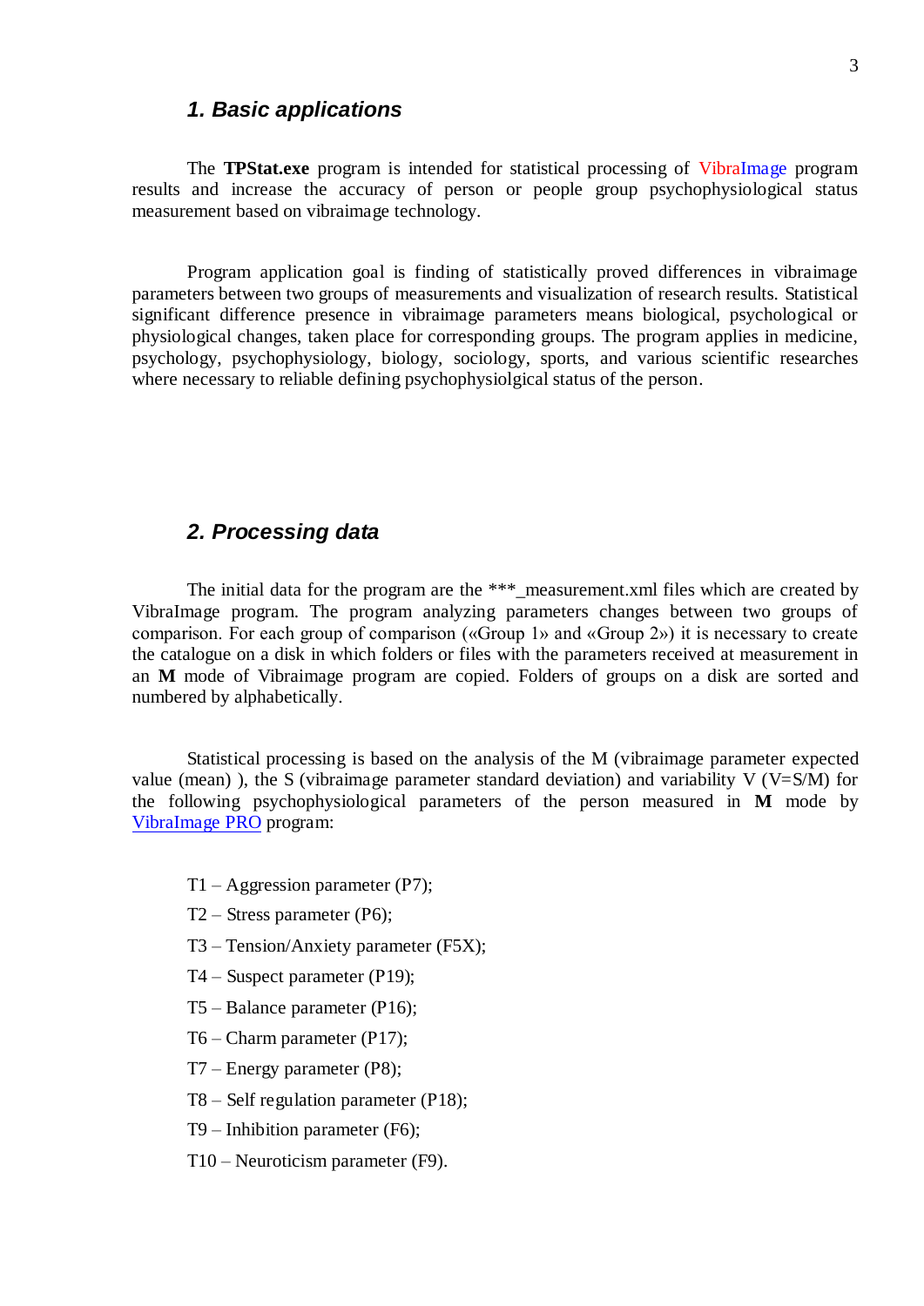## 1. Basic applications

The **TPStat.exe** program is intended for statistical processing of VibraImage program results and increase the accuracy of person or people group psychophysiological status measurement based on vibraimage technology.

Program application goal is finding of statistically proved differences in vibraimage parameters between two groups of measurements and visualization of research results. Statistical significant difference presence in vibraimage parameters means biological, psychological or physiological changes, taken place for corresponding groups. The program applies in medicine, psychology, psychophysiology, biology, sociology, sports, and various scientific researches where necessary to reliable defining psychophysiolgical status of the person.

## 2. Processing data

The initial data for the program are the ***_measurement.xml files which are created by VibraImage program. The program analyzing parameters changes between two groups of comparison. For each group of comparison («Group 1» and «Group 2») it is necessary to create the catalogue on a disk in which folders or files with the parameters received at measurement in an **M** mode of Vibraimage program are copied. Folders of groups on a disk are sorted and numbered by alphabetically.

Statistical processing is based on the analysis of the M (vibraimage parameter expected value (mean) ), the S (vibraimage parameter standard deviation) and variability V (V=S/M) for the following psychophysiological parameters of the person measured in **M** mode by VibraImage PRO program:

- T1 – Aggression parameter (P7);
- T2 – Stress parameter (P6);
- T3 – Tension/Anxiety parameter (F5X);
- T4 – Suspect parameter (P19);
- T5 – Balance parameter (P16);
- T6 – Charm parameter (P17);
- T7 – Energy parameter (P8);
- T8 – Self regulation parameter (P18);
- T9 – Inhibition parameter (F6);
- T10 – Neuroticism parameter (F9).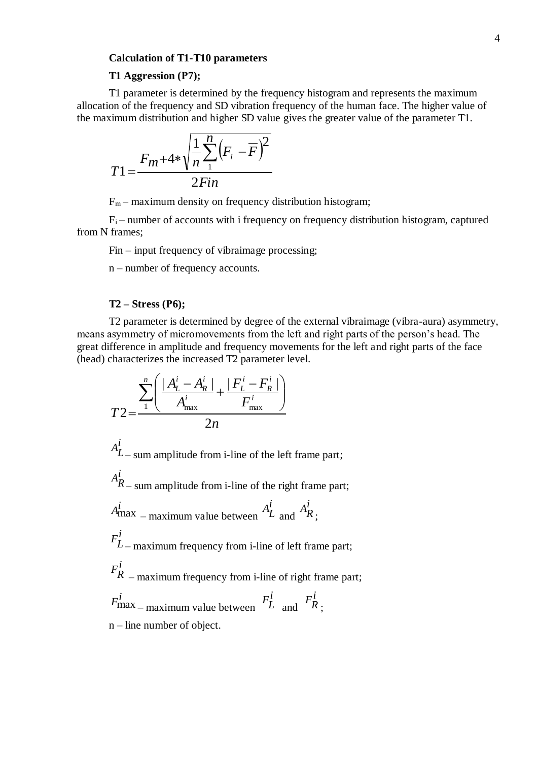**Calculation of T1-T10 parameters**

**T1 Aggression (P7);**

T1 parameter is determined by the frequency histogram and represents the maximum allocation of the frequency and SD vibration frequency of the human face. The higher value of the maximum distribution and higher SD value gives the greater value of the parameter T1.

$$T1 = \frac{F_m + 4 * \sqrt{\frac{1}{n}\sum_{1}^{n}\left(F_i - \overline{F}\right)^2}}{2Fin}$$

$F_m$ – maximum density on frequency distribution histogram;

$F_i$ – number of accounts with i frequency on frequency distribution histogram, captured from N frames;

Fin – input frequency of vibraimage processing;

n – number of frequency accounts.

**T2 – Stress (P6);**

T2 parameter is determined by degree of the external vibraimage (vibra-aura) asymmetry, means asymmetry of micromovements from the left and right parts of the person's head. The great difference in amplitude and frequency movements for the left and right parts of the face (head) characterizes the increased T2 parameter level.

$$T2 = \frac{\sum_{1}^{n}\left(\frac{|A_L^i - A_R^i|}{A_{\max}^i} + \frac{|F_L^i - F_R^i|}{F_{\max}^i}\right)}{2n}$$

$A_L^i$ – sum amplitude from i-line of the left frame part;

$A_R^i$ – sum amplitude from i-line of the right frame part;

$A_{\max}^i$ – maximum value between $A_L^i$ and $A_R^i$;

$F_L^i$ – maximum frequency from i-line of left frame part;

$F_R^i$ – maximum frequency from i-line of right frame part;

$F_{\max}^i$ – maximum value between $F_L^i$ and $F_R^i$;

n – line number of object.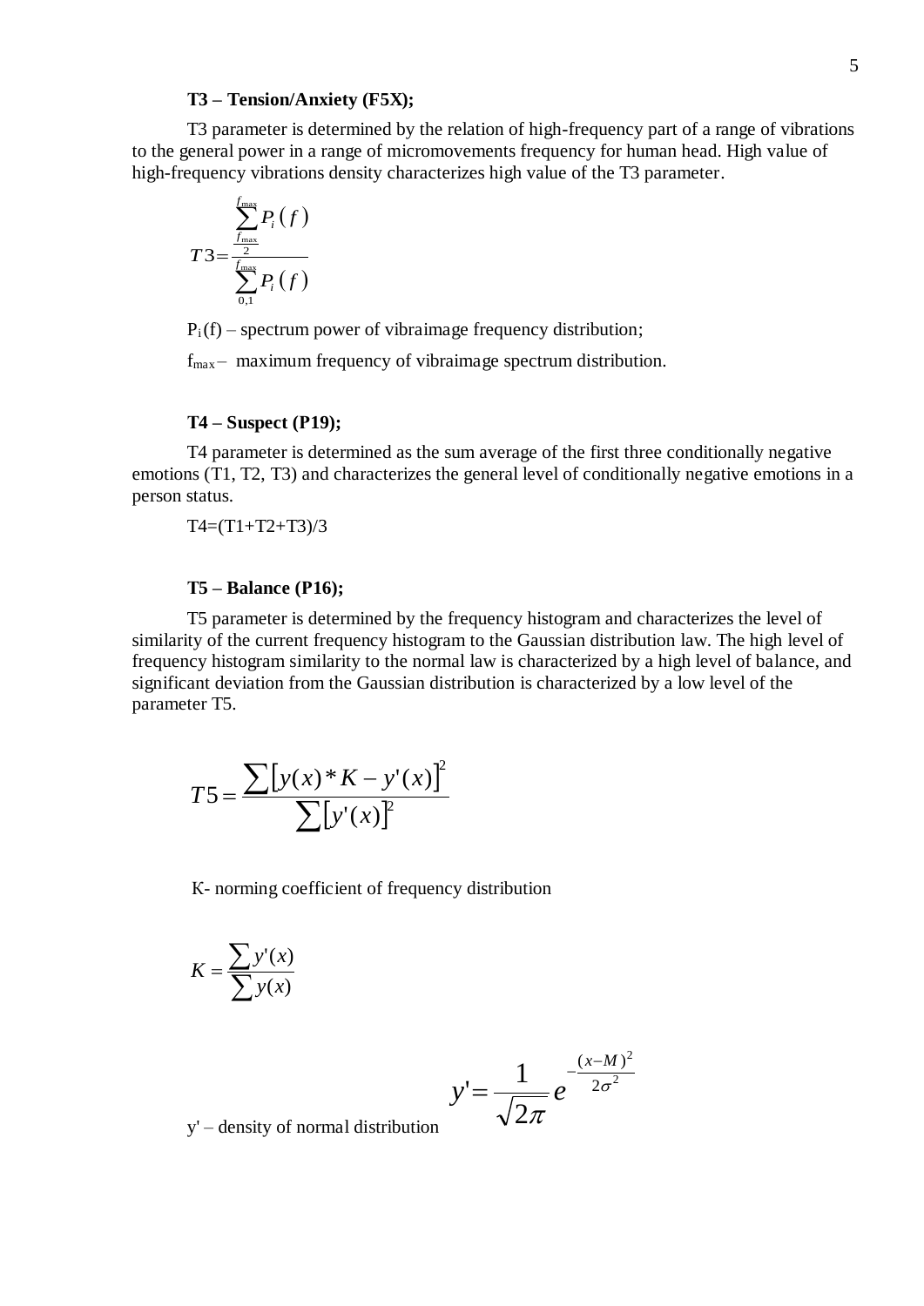**T3 – Tension/Anxiety (F5X);**

T3 parameter is determined by the relation of high-frequency part of a range of vibrations to the general power in a range of micromovements frequency for human head. High value of high-frequency vibrations density characterizes high value of the T3 parameter.

$$T3 = \frac{\sum_{\frac{f_{max}}{2}}^{f_{max}} P_i(f)}{\sum_{0,1}^{f_{max}} P_i(f)}$$

$P_i(f)$ – spectrum power of vibraimage frequency distribution;

$f_{max}$ – maximum frequency of vibraimage spectrum distribution.

**T4 – Suspect (P19);**

T4 parameter is determined as the sum average of the first three conditionally negative emotions (T1, T2, T3) and characterizes the general level of conditionally negative emotions in a person status.

T4=(T1+T2+T3)/3

**T5 – Balance (P16);**

T5 parameter is determined by the frequency histogram and characterizes the level of similarity of the current frequency histogram to the Gaussian distribution law. The high level of frequency histogram similarity to the normal law is characterized by a high level of balance, and significant deviation from the Gaussian distribution is characterized by a low level of the parameter T5.

$$T5 = \frac{\sum [y(x) * K - y'(x)]^2}{\sum [y'(x)]^2}$$

K- norming coefficient of frequency distribution

$$K = \frac{\sum y'(x)}{\sum y(x)}$$

y' – density of normal distribution

$$y' = \frac{1}{\sqrt{2\pi}} e^{-\frac{(x-M)^2}{2\sigma^2}}$$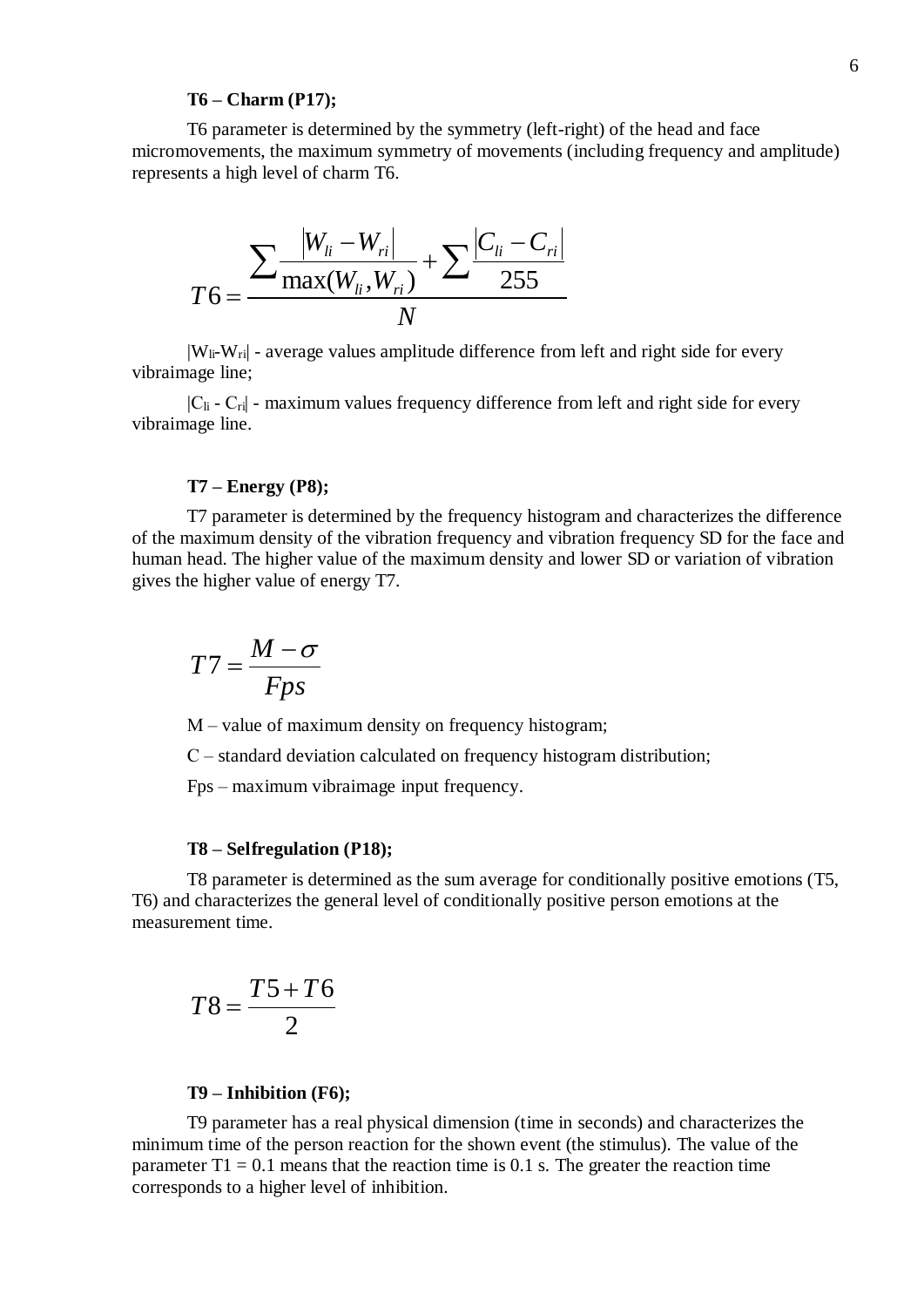**T6 – Charm (P17);**

T6 parameter is determined by the symmetry (left-right) of the head and face micromovements, the maximum symmetry of movements (including frequency and amplitude) represents a high level of charm T6.

$$T6 = \frac{\sum \frac{|W_{li} - W_{ri}|}{\max(W_{li}, W_{ri})} + \sum \frac{|C_{li} - C_{ri}|}{255}}{N}$$

$|W_{li}-W_{ri}|$ - average values amplitude difference from left and right side for every vibraimage line;

$|C_{li} - C_{ri}|$ - maximum values frequency difference from left and right side for every vibraimage line.

**T7 – Energy (P8);**

T7 parameter is determined by the frequency histogram and characterizes the difference of the maximum density of the vibration frequency and vibration frequency SD for the face and human head. The higher value of the maximum density and lower SD or variation of vibration gives the higher value of energy T7.

$$T7 = \frac{M - \sigma}{Fps}$$

M – value of maximum density on frequency histogram;

C – standard deviation calculated on frequency histogram distribution;

Fps – maximum vibraimage input frequency.

**T8 – Selfregulation (P18);**

T8 parameter is determined as the sum average for conditionally positive emotions (T5, T6) and characterizes the general level of conditionally positive person emotions at the measurement time.

$$T8 = \frac{T5 + T6}{2}$$

**T9 – Inhibition (F6);**

T9 parameter has a real physical dimension (time in seconds) and characterizes the minimum time of the person reaction for the shown event (the stimulus). The value of the parameter T1 = 0.1 means that the reaction time is 0.1 s. The greater the reaction time corresponds to a higher level of inhibition.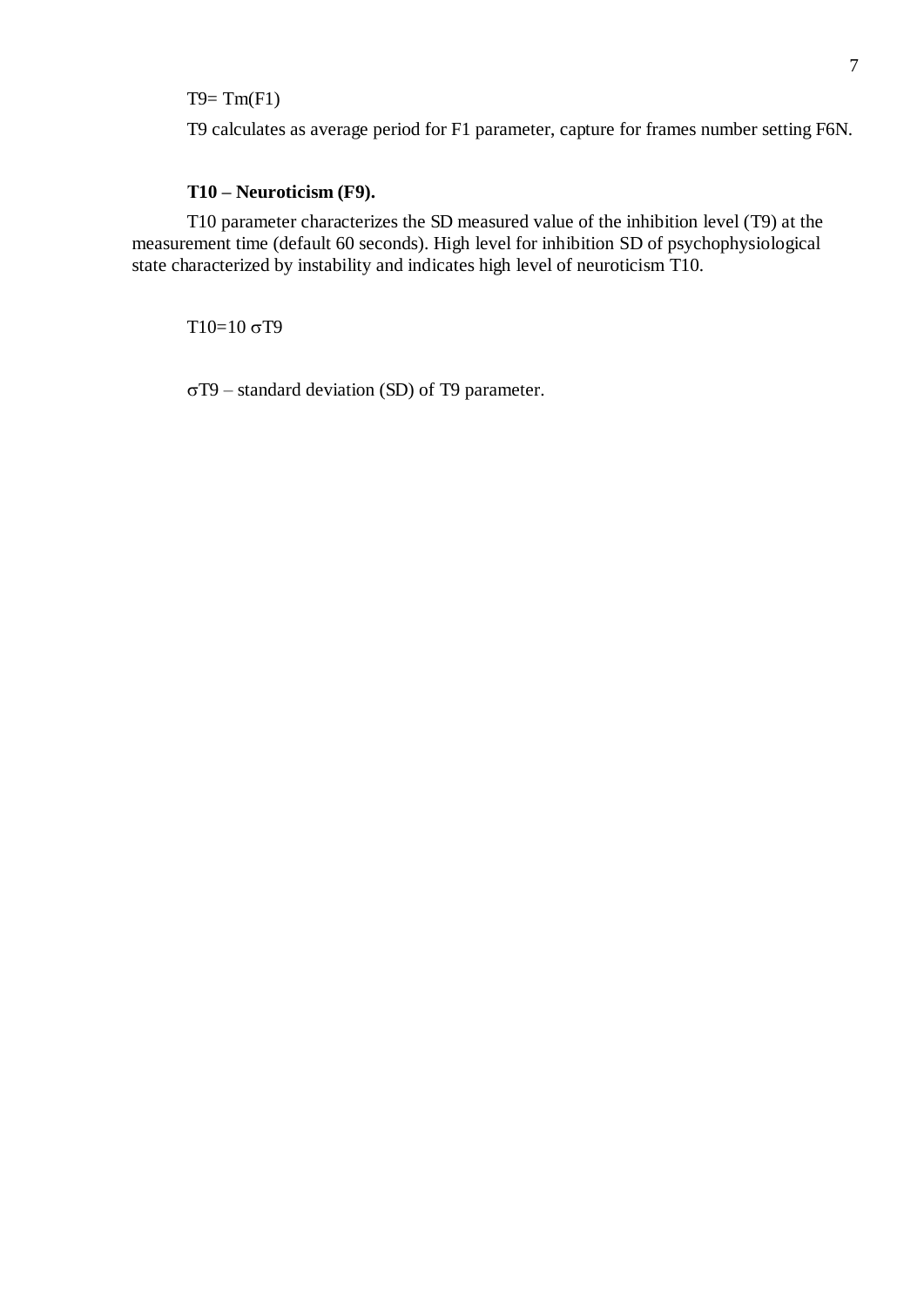$T9 = Tm(F1)$

T9 calculates as average period for F1 parameter, capture for frames number setting F6N.

**T10 – Neuroticism (F9).**

T10 parameter characterizes the SD measured value of the inhibition level (T9) at the measurement time (default 60 seconds). High level for inhibition SD of psychophysiological state characterized by instability and indicates high level of neuroticism T10.

$$T10 = 10\ \sigma T9$$

$\sigma T9$ – standard deviation (SD) of T9 parameter.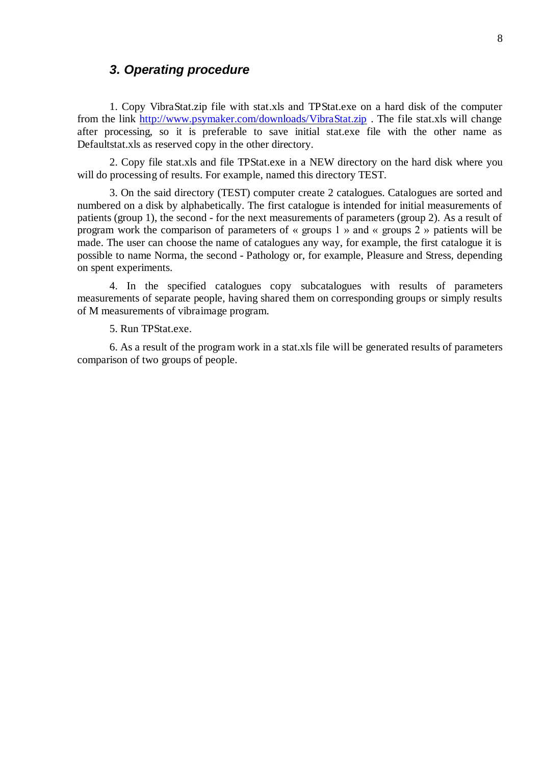### *3. Operating procedure*

1. Copy VibraStat.zip file with stat.xls and TPStat.exe on a hard disk of the computer from the link [http://www.psymaker.com/downloads/VibraStat.zip](http://www.psymaker.com/downloads/VibraStat.zip) . The file stat.xls will change after processing, so it is preferable to save initial stat.exe file with the other name as Defaultstat.xls as reserved copy in the other directory.

2. Copy file stat.xls and file TPStat.exe in a NEW directory on the hard disk where you will do processing of results. For example, named this directory TEST.

3. On the said directory (TEST) computer create 2 catalogues. Catalogues are sorted and numbered on a disk by alphabetically. The first catalogue is intended for initial measurements of patients (group 1), the second - for the next measurements of parameters (group 2). As a result of program work the comparison of parameters of « groups 1 » and « groups 2 » patients will be made. The user can choose the name of catalogues any way, for example, the first catalogue it is possible to name Norma, the second - Pathology or, for example, Pleasure and Stress, depending on spent experiments.

4. In the specified catalogues copy subcatalogues with results of parameters measurements of separate people, having shared them on corresponding groups or simply results of M measurements of vibraimage program.

5. Run TPStat.exe.

6. As a result of the program work in a stat.xls file will be generated results of parameters comparison of two groups of people.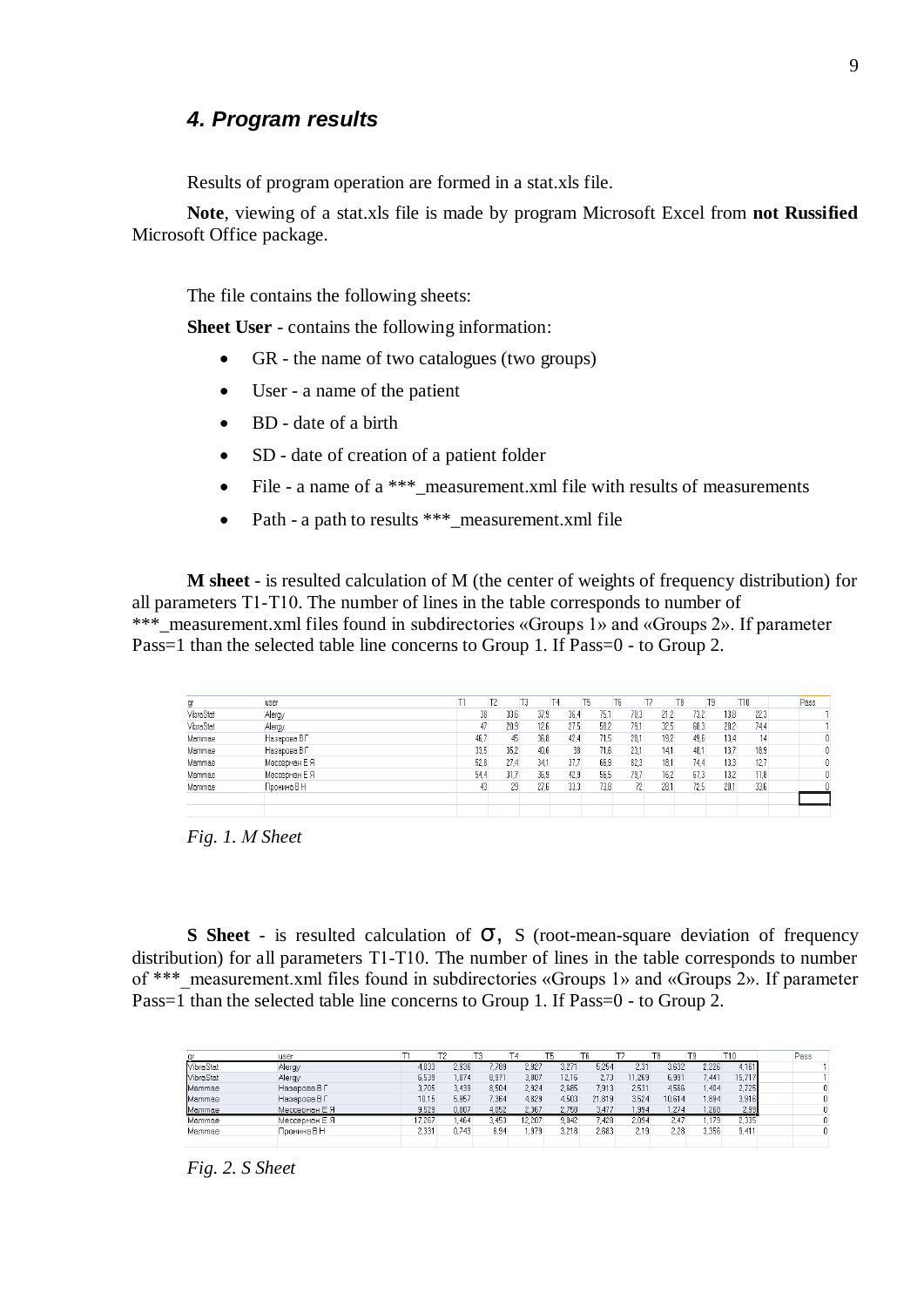## *4. Program results*

Results of program operation are formed in a stat.xls file.

**Note**, viewing of a stat.xls file is made by program Microsoft Excel from **not Russified** Microsoft Office package.

The file contains the following sheets:

**Sheet User** - contains the following information:

- GR - the name of two catalogues (two groups)
- User - a name of the patient
- BD - date of a birth
- SD - date of creation of a patient folder
- File - a name of a ***_measurement.xml file with results of measurements
- Path - a path to results ***_measurement.xml file

**M sheet** - is resulted calculation of M (the center of weights of frequency distribution) for all parameters T1-T10. The number of lines in the table corresponds to number of ***_measurement.xml files found in subdirectories «Groups 1» and «Groups 2». If parameter Pass=1 than the selected table line concerns to Group 1. If Pass=0 - to Group 2.

| gr | user | T1 | T2 | T3 | T4 | T5 | T6 | T7 | T8 | T9 | T10 | | Pass |
|---|---|---|---|---|---|---|---|---|---|---|---|---|---|
| VibraStat | Alergy | 30 | 33,6 | 37,9 | 36,4 | 75,1 | 70,3 | 21,2 | 73,2 | 13,8 | 22,3 | | 1 |
| VibraStat | Alergy | 47 | 20,9 | 12,6 | 27,5 | 58,2 | 79,1 | 32,5 | 68,3 | 20,2 | 74,4 | | 1 |
| Mammae | Назарова В Г | 46,7 | 45 | 36,8 | 42,4 | 71,5 | 20,1 | 19,2 | 49,6 | 13,4 | 14 | | 0 |
| Mammae | Назарова В Г | 33,5 | 35,2 | 40,6 | 38 | 71,6 | 23,1 | 14,1 | 48,1 | 13,7 | 18,9 | | 0 |
| Mammae | Мессерман Е Я | 52,8 | 27,4 | 34,1 | 37,7 | 66,9 | 82,3 | 18,1 | 74,4 | 13,3 | 12,7 | | 0 |
| Mammae | Мессерман Е Я | 54,4 | 31,7 | 36,9 | 42,9 | 56,5 | 79,7 | 16,2 | 67,3 | 13,2 | 11,8 | | 0 |
| Mammae | Пронина В Н | 43 | 29 | 27,6 | 33,3 | 73,8 | 72 | 20,1 | 72,5 | 20,1 | 33,6 | | 0 |

*Fig. 1. M Sheet*

**S Sheet** - is resulted calculation of σ, S (root-mean-square deviation of frequency distribution) for all parameters T1-T10. The number of lines in the table corresponds to number of ***_measurement.xml files found in subdirectories «Groups 1» and «Groups 2». If parameter Pass=1 than the selected table line concerns to Group 1. If Pass=0 - to Group 2.

| gr | user | T1 | T2 | T3 | T4 | T5 | T6 | T7 | T8 | T9 | T10 | | Pass |
|---|---|---|---|---|---|---|---|---|---|---|---|---|---|
| VibraStat | Alergy | 4,033 | 2,936 | 7,769 | 2,927 | 3,271 | 5,254 | 2,31 | 3,632 | 2,226 | 4,161 | | 1 |
| VibraStat | Alergy | 6,539 | 1,874 | 8,971 | 3,807 | 12,16 | 2,73 | 11,269 | 6,991 | 7,441 | 15,717 | | 1 |
| Mammae | Назарова В Г | 3,705 | 3,439 | 8,504 | 2,924 | 2,685 | 7,913 | 2,531 | 4,566 | 1,404 | 2,725 | | 0 |
| Mammae | Назарова В Г | 10,15 | 5,957 | 7,364 | 4,829 | 4,503 | 21,819 | 3,524 | 10,614 | 1,894 | 3,916 | | 0 |
| Mammae | Мессерман Е Я | 9,529 | 0,807 | 4,052 | 2,367 | 2,758 | 3,477 | 1,954 | 1,274 | 1,268 | 2,99 | | 0 |
| Mammae | Мессерман Е Я | 17,267 | 1,464 | 3,453 | 12,207 | 9,042 | 7,428 | 2,094 | 2,47 | 1,179 | 2,335 | | 0 |
| Mammae | Пронина В Н | 2,331 | 0,743 | 6,84 | 1,979 | 3,218 | 2,683 | 2,19 | 2,28 | 3,356 | 9,411 | | 0 |

*Fig. 2. S Sheet*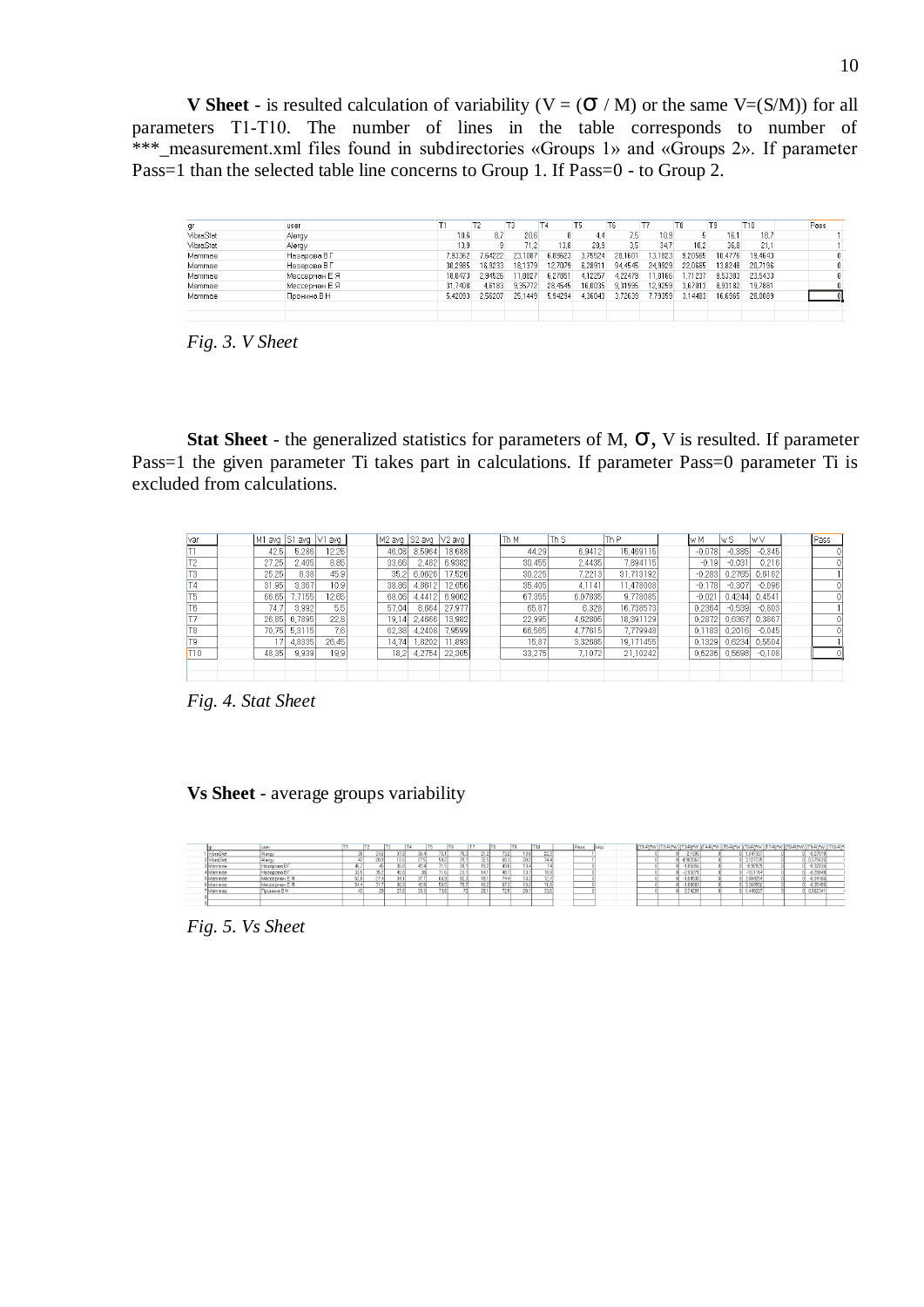**V Sheet** - is resulted calculation of variability (V = (σ / M) or the same V=(S/M)) for all parameters T1-T10. The number of lines in the table corresponds to number of ***_measurement.xml files found in subdirectories «Groups 1» and «Groups 2». If parameter Pass=1 than the selected table line concerns to Group 1. If Pass=0 - to Group 2.

| gr | user | T1 | T2 | T3 | T4 | T5 | T6 | T7 | T8 | T9 | T10 | Pass |
|---|---|---|---|---|---|---|---|---|---|---|---|---|
| VibraStat | Alergy | 10,6 | 8,7 | 20,6 | 8 | 4,4 | 7,5 | 10,9 | 5 | 16,1 | 18,7 | 1 |
| VibraStat | Alergy | 13,9 | 9 | 71,2 | 13,6 | 20,9 | 3,5 | 34,7 | 10,2 | 36,8 | 21,1 | 1 |
| Мамчев | Назарова В Г | 7,83362 | 7,64222 | 23,1087 | 6,89623 | 3,75524 | 28,1601 | 13,1823 | 9,20565 | 10,4776 | 19,4643 | 0 |
| Мамчев | Назарова В Г | 30,2985 | 16,9233 | 18,1379 | 12,7079 | 6,28911 | 94,4545 | 24,9929 | 22,0685 | 13,8248 | 20,7196 | 0 |
| Мамчев | Мессерман Е Я | 18,0473 | 2,94526 | 11,0827 | 6,27051 | 4,12257 | 4,22479 | 11,0166 | 1,71237 | 9,53383 | 23,5433 | 0 |
| Мамчев | Мессерман Е Я | 31,7408 | 4,6183 | 9,35772 | 28,4545 | 16,0035 | 9,31995 | 12,9259 | 3,67013 | 8,93182 | 19,7881 | 0 |
| Мамчев | Пронина В Н | 5,42093 | 2,56207 | 25,1449 | 5,94294 | 4,36043 | 3,72639 | 7,79359 | 3,14483 | 16,6965 | 28,0089 | 0 |

*Fig. 3. V Sheet*

**Stat Sheet** - the generalized statistics for parameters of M, σ, V is resulted. If parameter Pass=1 the given parameter Ti takes part in calculations. If parameter Pass=0 parameter Ti is excluded from calculations.

| var | M1 avg | S1 avg | V1 avg | M2 avg | S2 avg | V2 avg | Th M | Th S | Th P | w M | w S | w V | Pass |
|---|---|---|---|---|---|---|---|---|---|---|---|---|---|
| T1 | 42,5 | 5,286 | 12,25 | 46,08 | 8,5964 | 18,688 | 44,29 | 6,9412 | 15,469115 | -0,078 | -0,385 | -0,345 | 0 |
| T2 | 27,25 | 2,405 | 8,85 | 33,66 | 2,482 | 6,9382 | 30,455 | 2,4435 | 7,894115 | -0,19 | -0,031 | 0,216 | 0 |
| T3 | 25,25 | 8,38 | 45,9 | 35,2 | 6,0626 | 17,526 | 30,225 | 7,2213 | 31,713192 | -0,283 | 0,2765 | 0,6182 | 1 |
| T4 | 31,95 | 3,367 | 10,9 | 38,86 | 4,8612 | 12,056 | 35,405 | 4,1141 | 11,478008 | -0,178 | -0,307 | -0,096 | 0 |
| T5 | 66,65 | 7,7155 | 12,65 | 68,06 | 4,4412 | 6,9062 | 67,355 | 6,07835 | 9,778085 | -0,021 | 0,4244 | 0,4541 | 0 |
| T6 | 74,7 | 3,992 | 5,5 | 57,04 | 8,664 | 27,977 | 65,87 | 6,328 | 16,738573 | 0,2364 | -0,539 | -0,803 | 1 |
| T7 | 26,85 | 6,7895 | 22,8 | 19,14 | 2,4666 | 13,982 | 22,995 | 4,62805 | 18,391129 | 0,2872 | 0,6367 | 0,3867 | 0 |
| T8 | 70,75 | 5,3115 | 7,6 | 62,38 | 4,2408 | 7,9599 | 66,565 | 4,77615 | 7,779948 | 0,1183 | 0,2016 | -0,045 | 0 |
| T9 | 17 | 4,8335 | 26,45 | 14,74 | 1,8202 | 11,893 | 15,87 | 3,32685 | 19,171455 | 0,1329 | 0,6234 | 0,5504 | 1 |
| T10 | 48,35 | 9,939 | 19,9 | 18,2 | 4,2754 | 22,305 | 33,275 | 7,1072 | 21,10242 | 0,6236 | 0,5698 | -0,108 | 0 |

*Fig. 4. Stat Sheet*

**Vs Sheet** - average groups variability

*Fig. 5. Vs Sheet*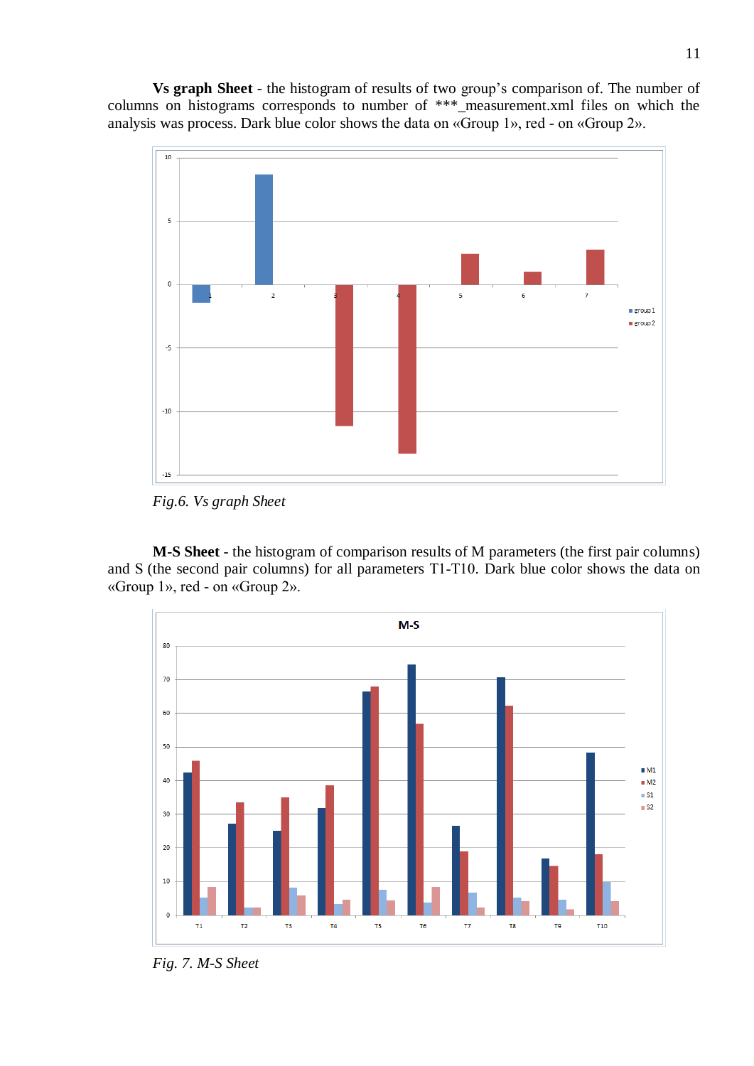**Vs graph Sheet** - the histogram of results of two group's comparison of. The number of columns on histograms corresponds to number of ***_measurement.xml files on which the analysis was process. Dark blue color shows the data on «Group 1», red - on «Group 2».

*Fig.6. Vs graph Sheet*

**M-S Sheet** - the histogram of comparison results of M parameters (the first pair columns) and S (the second pair columns) for all parameters T1-T10. Dark blue color shows the data on «Group 1», red - on «Group 2».

*Fig. 7. M-S Sheet*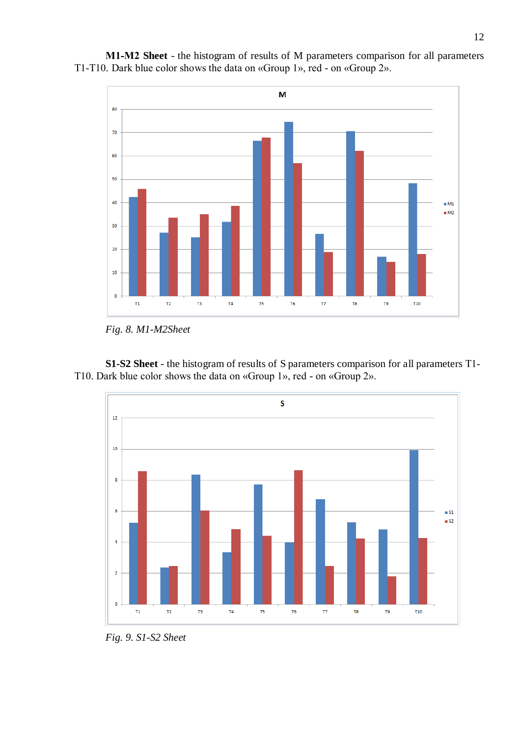**M1-M2 Sheet** - the histogram of results of M parameters comparison for all parameters T1-T10. Dark blue color shows the data on «Group 1», red - on «Group 2».

*Fig. 8. M1-M2Sheet*

**S1-S2 Sheet** - the histogram of results of S parameters comparison for all parameters T1-T10. Dark blue color shows the data on «Group 1», red - on «Group 2».

*Fig. 9. S1-S2 Sheet*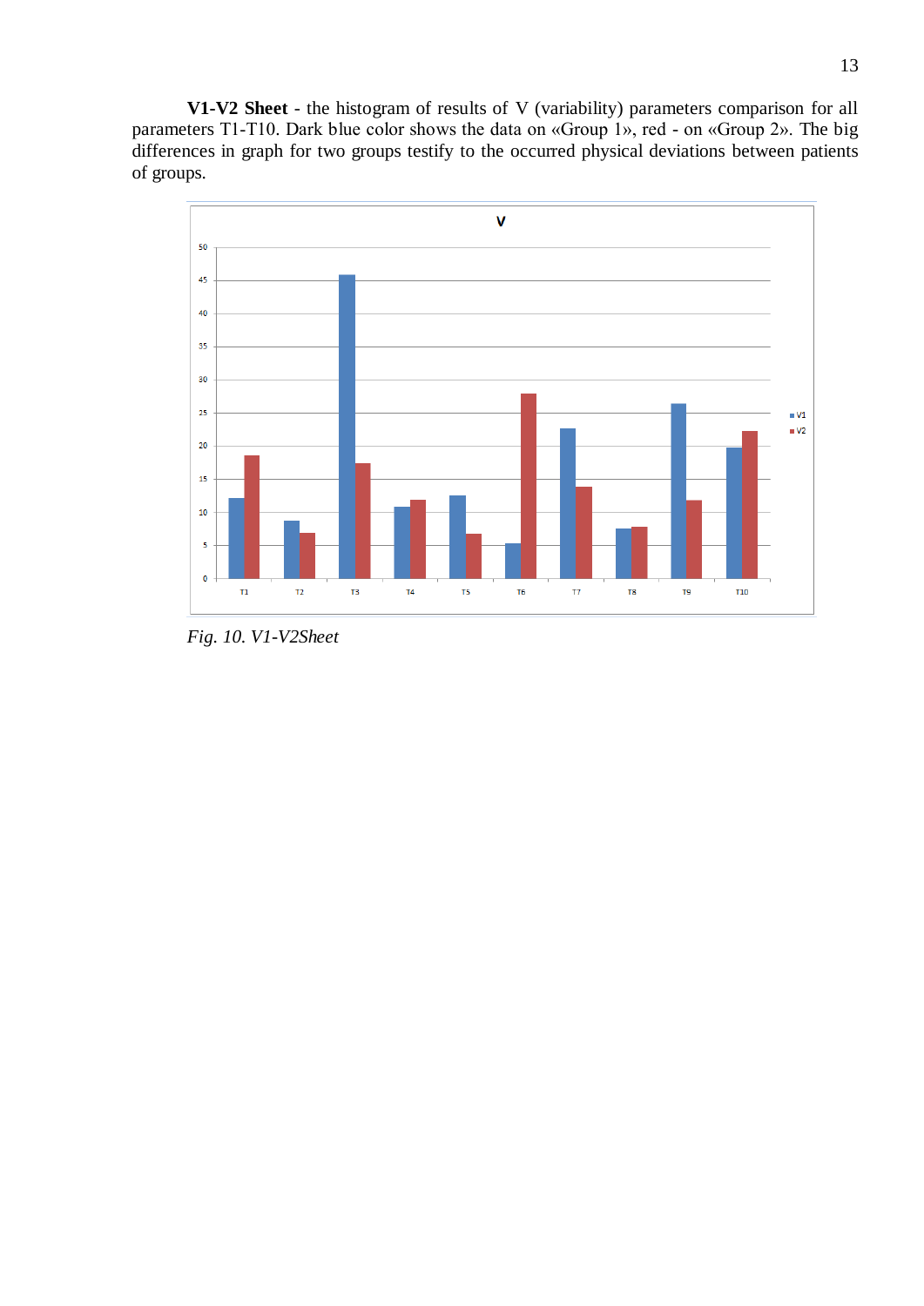**V1-V2 Sheet** - the histogram of results of V (variability) parameters comparison for all parameters T1-T10. Dark blue color shows the data on «Group 1», red - on «Group 2». The big differences in graph for two groups testify to the occurred physical deviations between patients of groups.

*Fig. 10. V1-V2Sheet*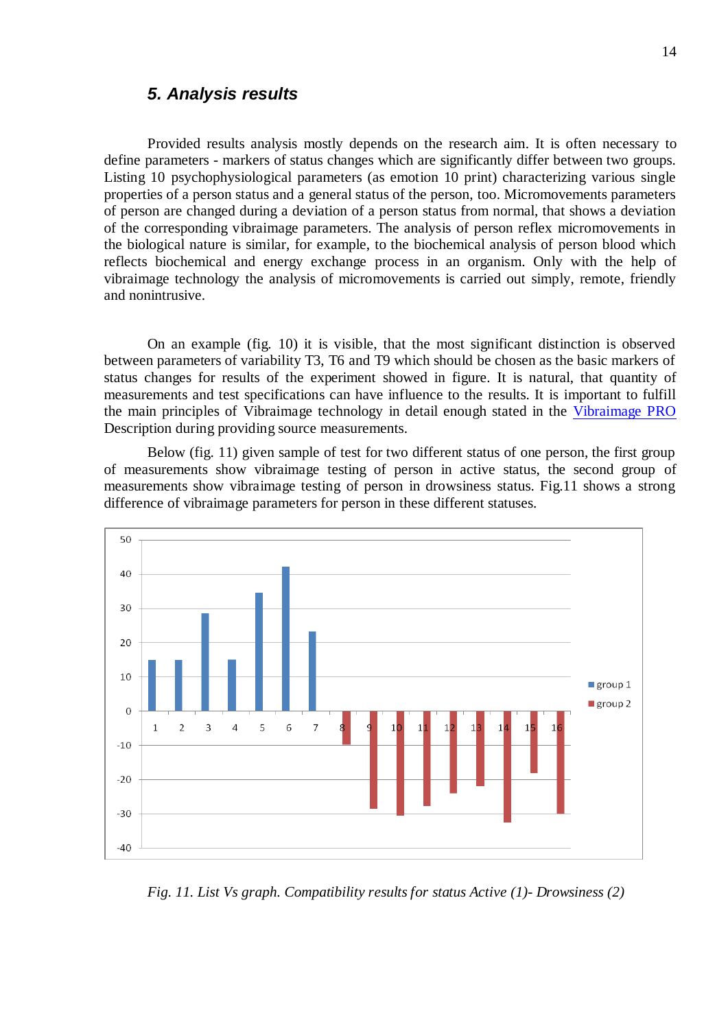## *5. Analysis results*

Provided results analysis mostly depends on the research aim. It is often necessary to define parameters - markers of status changes which are significantly differ between two groups. Listing 10 psychophysiological parameters (as emotion 10 print) characterizing various single properties of a person status and a general status of the person, too. Micromovements parameters of person are changed during a deviation of a person status from normal, that shows a deviation of the corresponding vibraimage parameters. The analysis of person reflex micromovements in the biological nature is similar, for example, to the biochemical analysis of person blood which reflects biochemical and energy exchange process in an organism. Only with the help of vibraimage technology the analysis of micromovements is carried out simply, remote, friendly and nonintrusive.

On an example (fig. 10) it is visible, that the most significant distinction is observed between parameters of variability T3, T6 and T9 which should be chosen as the basic markers of status changes for results of the experiment showed in figure. It is natural, that quantity of measurements and test specifications can have influence to the results. It is important to fulfill the main principles of Vibraimage technology in detail enough stated in the Vibraimage PRO Description during providing source measurements.

Below (fig. 11) given sample of test for two different status of one person, the first group of measurements show vibraimage testing of person in active status, the second group of measurements show vibraimage testing of person in drowsiness status. Fig.11 shows a strong difference of vibraimage parameters for person in these different statuses.

*Fig. 11. List Vs graph. Compatibility results for status Active (1)- Drowsiness (2)*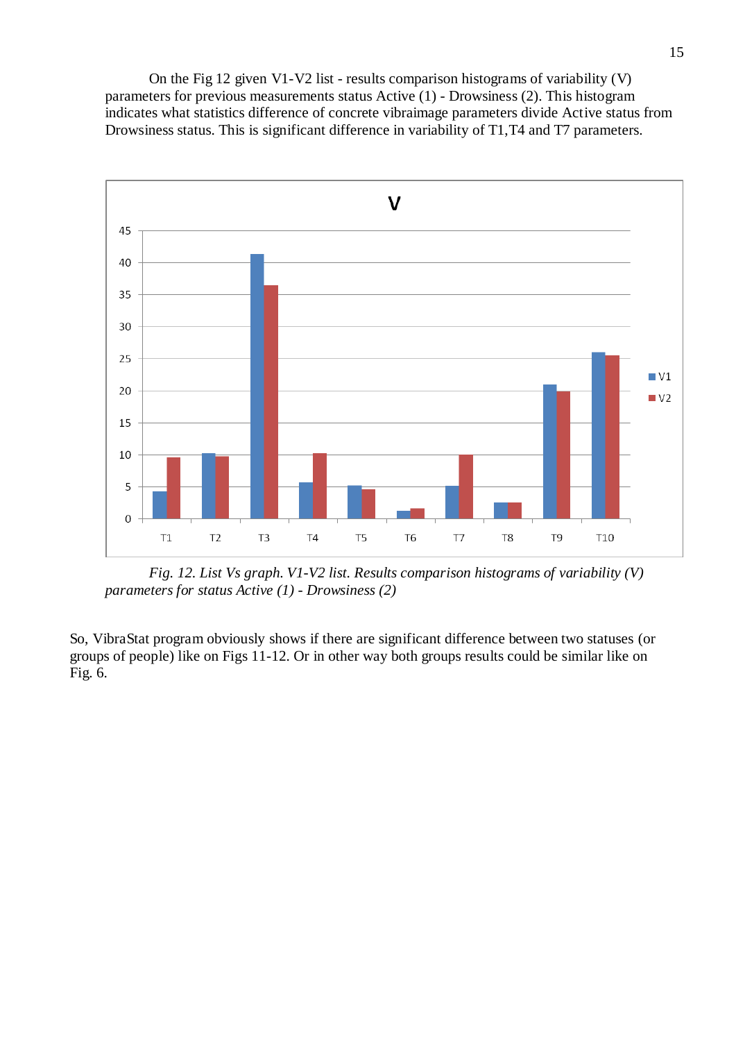On the Fig 12 given V1-V2 list - results comparison histograms of variability (V) parameters for previous measurements status Active (1) - Drowsiness (2). This histogram indicates what statistics difference of concrete vibraimage parameters divide Active status from Drowsiness status. This is significant difference in variability of T1,T4 and T7 parameters.

*Fig. 12. List Vs graph. V1-V2 list. Results comparison histograms of variability (V) parameters for status Active (1) - Drowsiness (2)*

So, VibraStat program obviously shows if there are significant difference between two statuses (or groups of people) like on Figs 11-12. Or in other way both groups results could be similar like on Fig. 6.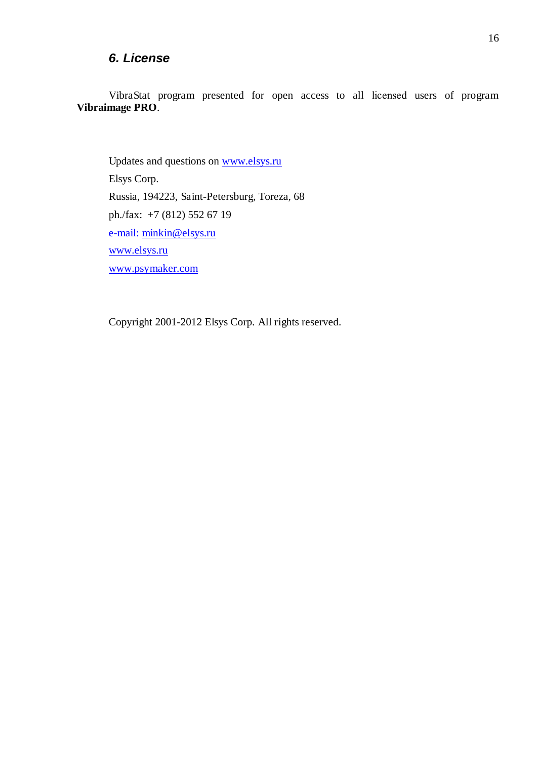## *6. License*

VibraStat program presented for open access to all licensed users of program **Vibraimage PRO**.

Updates and questions on www.elsys.ru

Elsys Corp.

Russia, 194223, Saint-Petersburg, Toreza, 68

ph./fax:  +7 (812) 552 67 19

e-mail: minkin@elsys.ru

www.elsys.ru

www.psymaker.com

Copyright 2001-2012 Elsys Corp. All rights reserved.